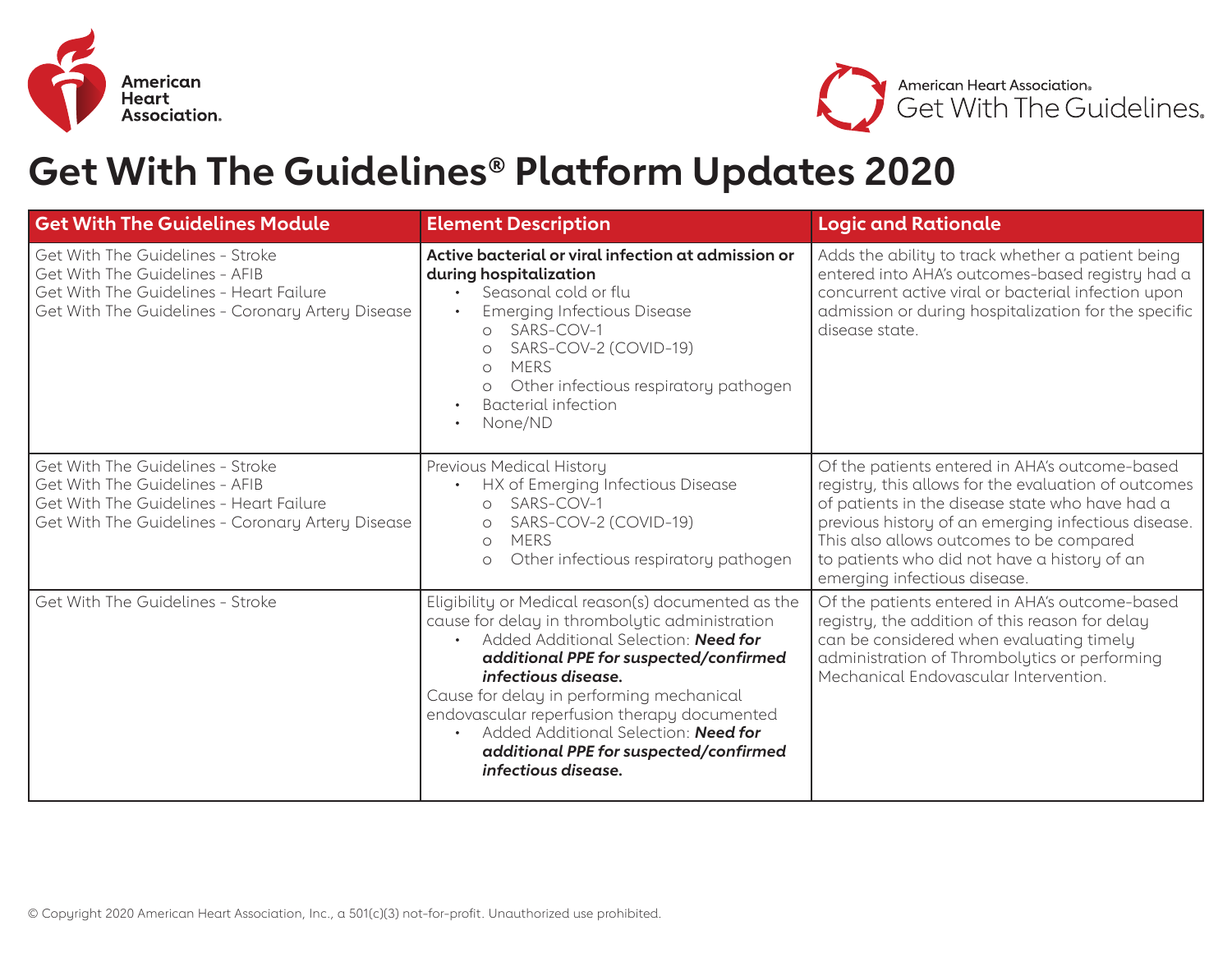# Get With The Guidelines® Platform Updates 2020

| Get With The Guidelines Module | Element Description | Logic and Rationale |
|---|---|---|
| Get With The Guidelines - Stroke<br>Get With The Guidelines - AFIB<br>Get With The Guidelines - Heart Failure<br>Get With The Guidelines - Coronary Artery Disease | **Active bacterial or viral infection at admission or during hospitalization**<br>• Seasonal cold or flu<br>• Emerging Infectious Disease<br>  o SARS-COV-1<br>  o SARS-COV-2 (COVID-19)<br>  o MERS<br>  o Other infectious respiratory pathogen<br>• Bacterial infection<br>• None/ND | Adds the ability to track whether a patient being entered into AHA's outcomes-based registry had a concurrent active viral or bacterial infection upon admission or during hospitalization for the specific disease state. |
| Get With The Guidelines - Stroke<br>Get With The Guidelines - AFIB<br>Get With The Guidelines - Heart Failure<br>Get With The Guidelines - Coronary Artery Disease | Previous Medical History<br>• HX of Emerging Infectious Disease<br>  o SARS-COV-1<br>  o SARS-COV-2 (COVID-19)<br>  o MERS<br>  o Other infectious respiratory pathogen | Of the patients entered in AHA's outcome-based registry, this allows for the evaluation of outcomes of patients in the disease state who have had a previous history of an emerging infectious disease. This also allows outcomes to be compared to patients who did not have a history of an emerging infectious disease. |
| Get With The Guidelines - Stroke | Eligibility or Medical reason(s) documented as the cause for delay in thrombolytic administration<br>• Added Additional Selection: ***Need for additional PPE for suspected/confirmed infectious disease.***<br>Cause for delay in performing mechanical endovascular reperfusion therapy documented<br>• Added Additional Selection: ***Need for additional PPE for suspected/confirmed infectious disease.*** | Of the patients entered in AHA's outcome-based registry, the addition of this reason for delay can be considered when evaluating timely administration of Thrombolytics or performing Mechanical Endovascular Intervention. |

© Copyright 2020 American Heart Association, Inc., a 501(c)(3) not-for-profit. Unauthorized use prohibited.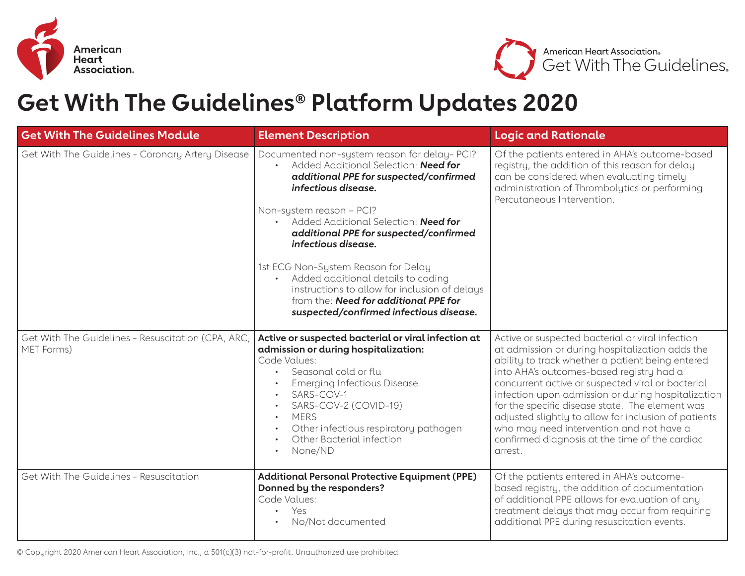# Get With The Guidelines® Platform Updates 2020

| Get With The Guidelines Module | Element Description | Logic and Rationale |
| --- | --- | --- |
| Get With The Guidelines - Coronary Artery Disease | Documented non-system reason for delay- PCI?<br>• Added Additional Selection: ***Need for additional PPE for suspected/confirmed infectious disease.***<br><br>Non-system reason – PCI?<br>• Added Additional Selection: ***Need for additional PPE for suspected/confirmed infectious disease.***<br><br>1st ECG Non-System Reason for Delay<br>• Added additional details to coding instructions to allow for inclusion of delays from the: ***Need for additional PPE for suspected/confirmed infectious disease.*** | Of the patients entered in AHA's outcome-based registry, the addition of this reason for delay can be considered when evaluating timely administration of Thrombolytics or performing Percutaneous Intervention. |
| Get With The Guidelines - Resuscitation (CPA, ARC, MET Forms) | **Active or suspected bacterial or viral infection at admission or during hospitalization:**<br>Code Values:<br>• Seasonal cold or flu<br>• Emerging Infectious Disease<br>• SARS-COV-1<br>• SARS-COV-2 (COVID-19)<br>• MERS<br>• Other infectious respiratory pathogen<br>• Other Bacterial infection<br>• None/ND | Active or suspected bacterial or viral infection at admission or during hospitalization adds the ability to track whether a patient being entered into AHA's outcomes-based registry had a concurrent active or suspected viral or bacterial infection upon admission or during hospitalization for the specific disease state. The element was adjusted slightly to allow for inclusion of patients who may need intervention and not have a confirmed diagnosis at the time of the cardiac arrest. |
| Get With The Guidelines - Resuscitation | **Additional Personal Protective Equipment (PPE) Donned by the responders?**<br>Code Values:<br>• Yes<br>• No/Not documented | Of the patients entered in AHA's outcome-based registry, the addition of documentation of additional PPE allows for evaluation of any treatment delays that may occur from requiring additional PPE during resuscitation events. |

© Copyright 2020 American Heart Association, Inc., a 501(c)(3) not-for-profit. Unauthorized use prohibited.